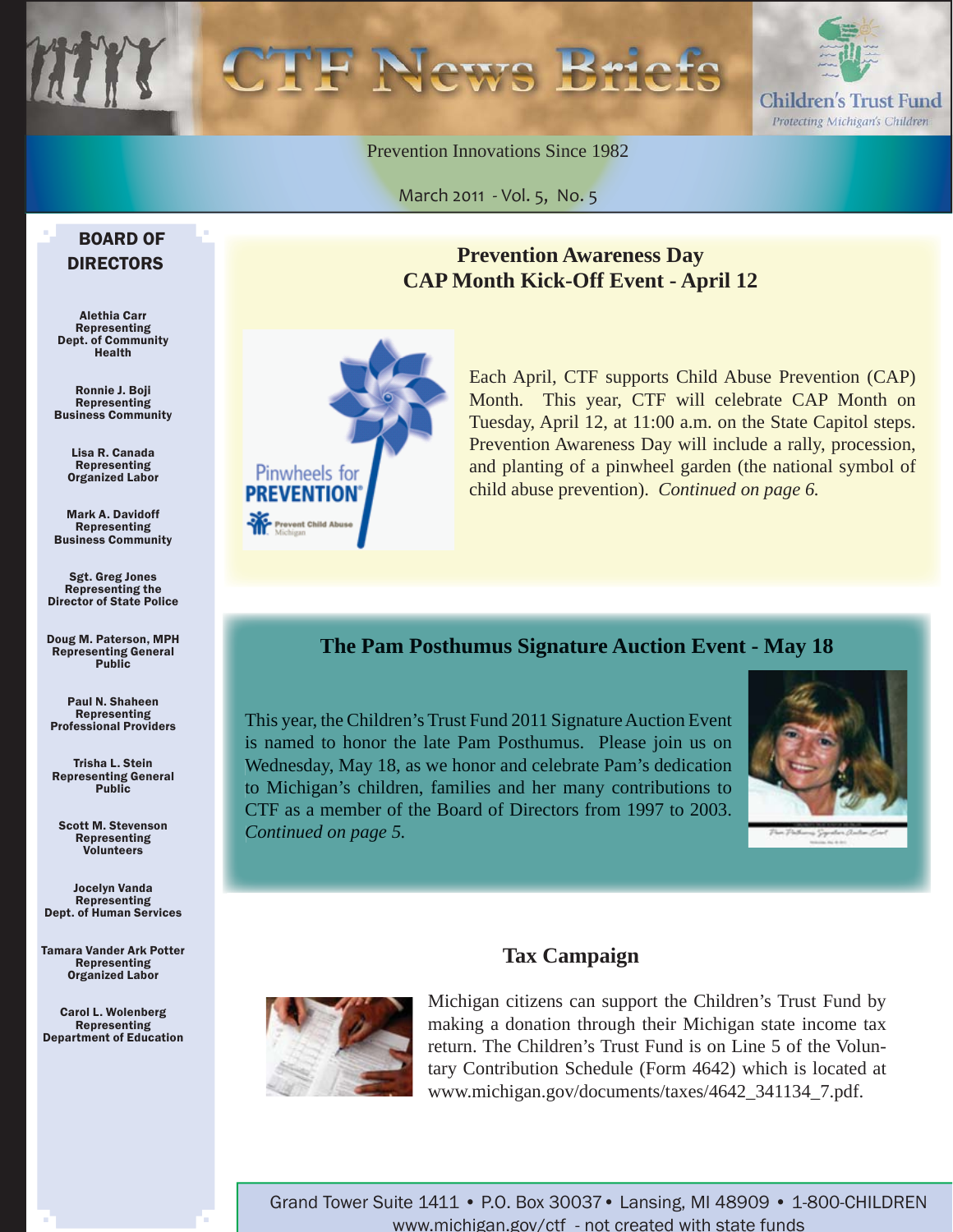# CTF News Briefs

Children's Trust Fund
Protecting Michigan's Children

Prevention Innovations Since 1982

March 2011 - Vol. 5, No. 5

## BOARD OF DIRECTORS

**Alethia Carr**
Representing
Dept. of Community Health

**Ronnie J. Boji**
Representing
Business Community

**Lisa R. Canada**
Representing
Organized Labor

**Mark A. Davidoff**
Representing
Business Community

**Sgt. Greg Jones**
Representing the
Director of State Police

**Doug M. Paterson, MPH**
Representing General Public

**Paul N. Shaheen**
Representing
Professional Providers

**Trisha L. Stein**
Representing General Public

**Scott M. Stevenson**
Representing
Volunteers

**Jocelyn Vanda**
Representing
Dept. of Human Services

**Tamara Vander Ark Potter**
Representing
Organized Labor

**Carol L. Wolenberg**
Representing
Department of Education

## Prevention Awareness Day CAP Month Kick-Off Event - April 12

Pinwheels for PREVENTION®
Prevent Child Abuse Michigan

Each April, CTF supports Child Abuse Prevention (CAP) Month. This year, CTF will celebrate CAP Month on Tuesday, April 12, at 11:00 a.m. on the State Capitol steps. Prevention Awareness Day will include a rally, procession, and planting of a pinwheel garden (the national symbol of child abuse prevention). *Continued on page 6.*

## The Pam Posthumus Signature Auction Event - May 18

This year, the Children's Trust Fund 2011 Signature Auction Event is named to honor the late Pam Posthumus. Please join us on Wednesday, May 18, as we honor and celebrate Pam's dedication to Michigan's children, families and her many contributions to CTF as a member of the Board of Directors from 1997 to 2003. *Continued on page 5.*

## Tax Campaign

Michigan citizens can support the Children's Trust Fund by making a donation through their Michigan state income tax return. The Children's Trust Fund is on Line 5 of the Voluntary Contribution Schedule (Form 4642) which is located at www.michigan.gov/documents/taxes/4642_341134_7.pdf.

Grand Tower Suite 1411 • P.O. Box 30037 • Lansing, MI 48909 • 1-800-CHILDREN
www.michigan.gov/ctf - not created with state funds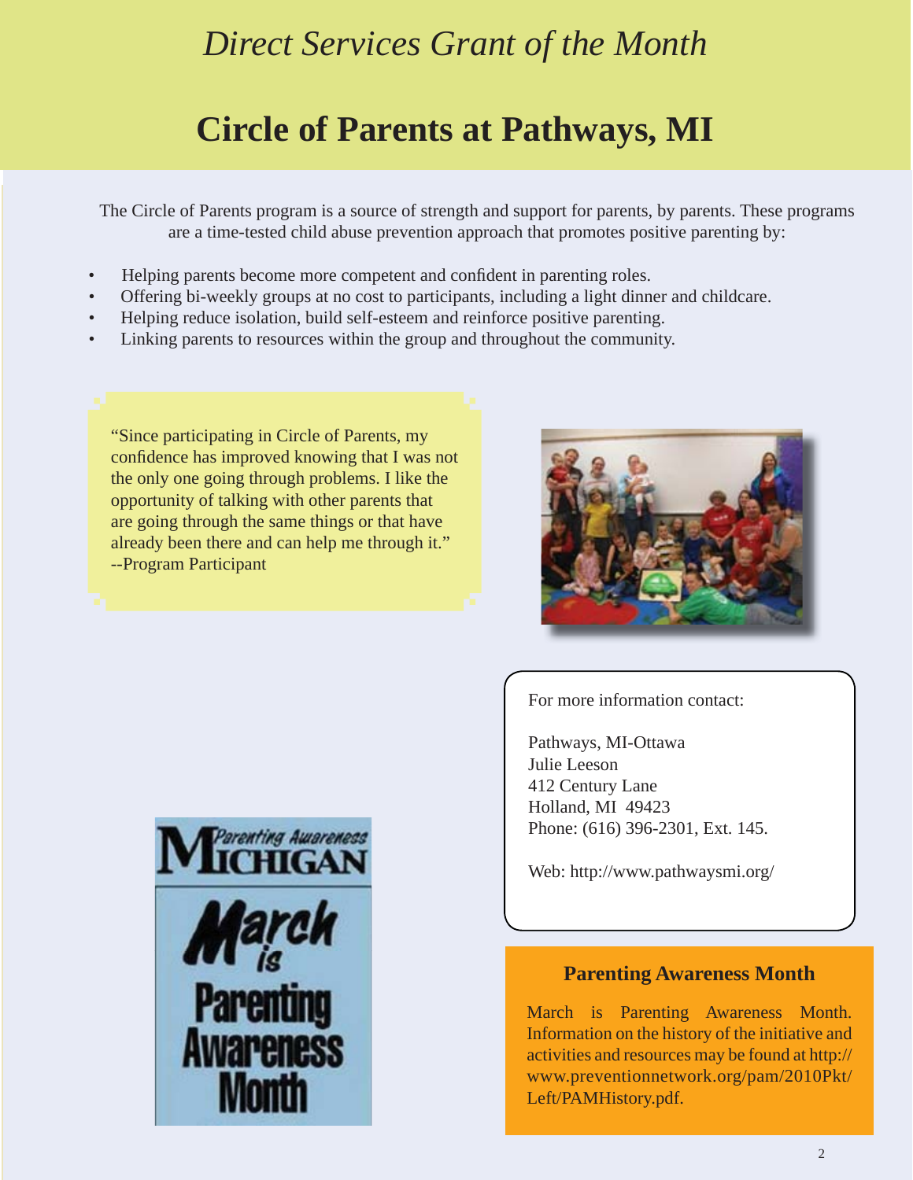# *Direct Services Grant of the Month*

# Circle of Parents at Pathways, MI

The Circle of Parents program is a source of strength and support for parents, by parents. These programs are a time-tested child abuse prevention approach that promotes positive parenting by:

- Helping parents become more competent and confident in parenting roles.
- Offering bi-weekly groups at no cost to participants, including a light dinner and childcare.
- Helping reduce isolation, build self-esteem and reinforce positive parenting.
- Linking parents to resources within the group and throughout the community.

"Since participating in Circle of Parents, my confidence has improved knowing that I was not the only one going through problems. I like the opportunity of talking with other parents that are going through the same things or that have already been there and can help me through it."
--Program Participant

For more information contact:

Pathways, MI-Ottawa
Julie Leeson
412 Century Lane
Holland, MI 49423
Phone: (616) 396-2301, Ext. 145.

Web: http://www.pathwaysmi.org/

Parenting Awareness MICHIGAN

March is Parenting Awareness Month

## Parenting Awareness Month

March is Parenting Awareness Month. Information on the history of the initiative and activities and resources may be found at http://www.preventionnetwork.org/pam/2010Pkt/Left/PAMHistory.pdf.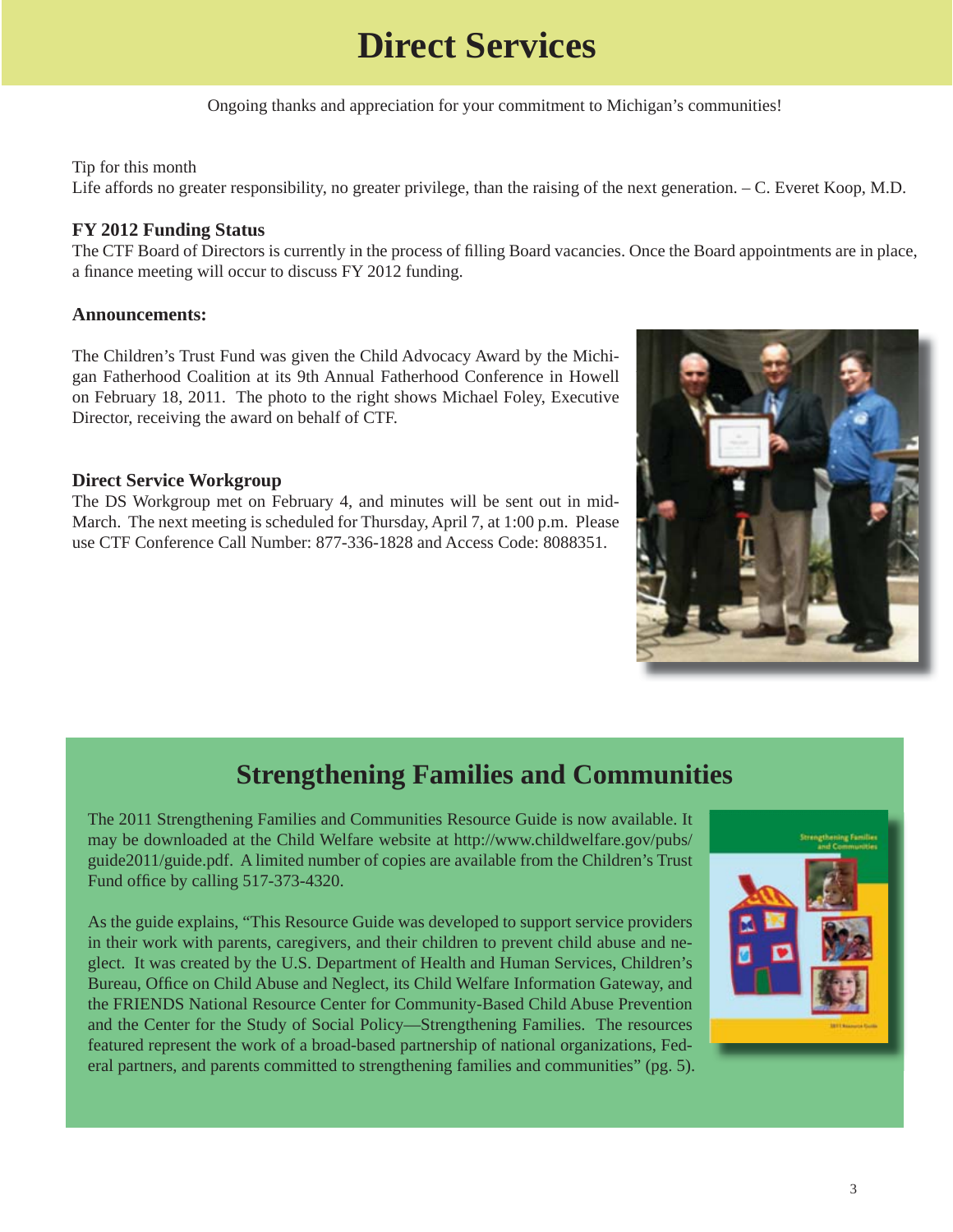# Direct Services

Ongoing thanks and appreciation for your commitment to Michigan's communities!

Tip for this month
Life affords no greater responsibility, no greater privilege, than the raising of the next generation. – C. Everet Koop, M.D.

### FY 2012 Funding Status

The CTF Board of Directors is currently in the process of filling Board vacancies. Once the Board appointments are in place, a finance meeting will occur to discuss FY 2012 funding.

### Announcements:

The Children's Trust Fund was given the Child Advocacy Award by the Michigan Fatherhood Coalition at its 9th Annual Fatherhood Conference in Howell on February 18, 2011. The photo to the right shows Michael Foley, Executive Director, receiving the award on behalf of CTF.

### Direct Service Workgroup

The DS Workgroup met on February 4, and minutes will be sent out in mid-March. The next meeting is scheduled for Thursday, April 7, at 1:00 p.m. Please use CTF Conference Call Number: 877-336-1828 and Access Code: 8088351.

## Strengthening Families and Communities

The 2011 Strengthening Families and Communities Resource Guide is now available. It may be downloaded at the Child Welfare website at http://www.childwelfare.gov/pubs/guide2011/guide.pdf. A limited number of copies are available from the Children's Trust Fund office by calling 517-373-4320.

As the guide explains, "This Resource Guide was developed to support service providers in their work with parents, caregivers, and their children to prevent child abuse and neglect. It was created by the U.S. Department of Health and Human Services, Children's Bureau, Office on Child Abuse and Neglect, its Child Welfare Information Gateway, and the FRIENDS National Resource Center for Community-Based Child Abuse Prevention and the Center for the Study of Social Policy—Strengthening Families. The resources featured represent the work of a broad-based partnership of national organizations, Federal partners, and parents committed to strengthening families and communities" (pg. 5).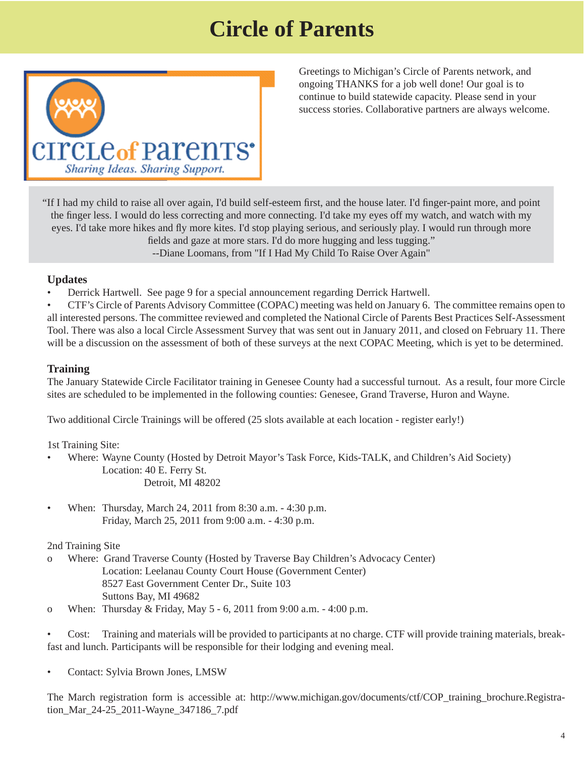# Circle of Parents

Greetings to Michigan's Circle of Parents network, and ongoing THANKS for a job well done! Our goal is to continue to build statewide capacity. Please send in your success stories. Collaborative partners are always welcome.

> "If I had my child to raise all over again, I'd build self-esteem first, and the house later. I'd finger-paint more, and point the finger less. I would do less correcting and more connecting. I'd take my eyes off my watch, and watch with my eyes. I'd take more hikes and fly more kites. I'd stop playing serious, and seriously play. I would run through more fields and gaze at more stars. I'd do more hugging and less tugging."
> --Diane Loomans, from "If I Had My Child To Raise Over Again"

### Updates

- Derrick Hartwell. See page 9 for a special announcement regarding Derrick Hartwell.
- CTF's Circle of Parents Advisory Committee (COPAC) meeting was held on January 6. The committee remains open to all interested persons. The committee reviewed and completed the National Circle of Parents Best Practices Self-Assessment Tool. There was also a local Circle Assessment Survey that was sent out in January 2011, and closed on February 11. There will be a discussion on the assessment of both of these surveys at the next COPAC Meeting, which is yet to be determined.

### Training

The January Statewide Circle Facilitator training in Genesee County had a successful turnout. As a result, four more Circle sites are scheduled to be implemented in the following counties: Genesee, Grand Traverse, Huron and Wayne.

Two additional Circle Trainings will be offered (25 slots available at each location - register early!)

1st Training Site:

- Where: Wayne County (Hosted by Detroit Mayor's Task Force, Kids-TALK, and Children's Aid Society)
  Location: 40 E. Ferry St.
  Detroit, MI 48202
- When: Thursday, March 24, 2011 from 8:30 a.m. - 4:30 p.m.
  Friday, March 25, 2011 from 9:00 a.m. - 4:30 p.m.

2nd Training Site

- Where: Grand Traverse County (Hosted by Traverse Bay Children's Advocacy Center)
  Location: Leelanau County Court House (Government Center)
  8527 East Government Center Dr., Suite 103
  Suttons Bay, MI 49682
- When: Thursday & Friday, May 5 - 6, 2011 from 9:00 a.m. - 4:00 p.m.

- Cost: Training and materials will be provided to participants at no charge. CTF will provide training materials, breakfast and lunch. Participants will be responsible for their lodging and evening meal.

- Contact: Sylvia Brown Jones, LMSW

The March registration form is accessible at: http://www.michigan.gov/documents/ctf/COP_training_brochure.Registration_Mar_24-25_2011-Wayne_347186_7.pdf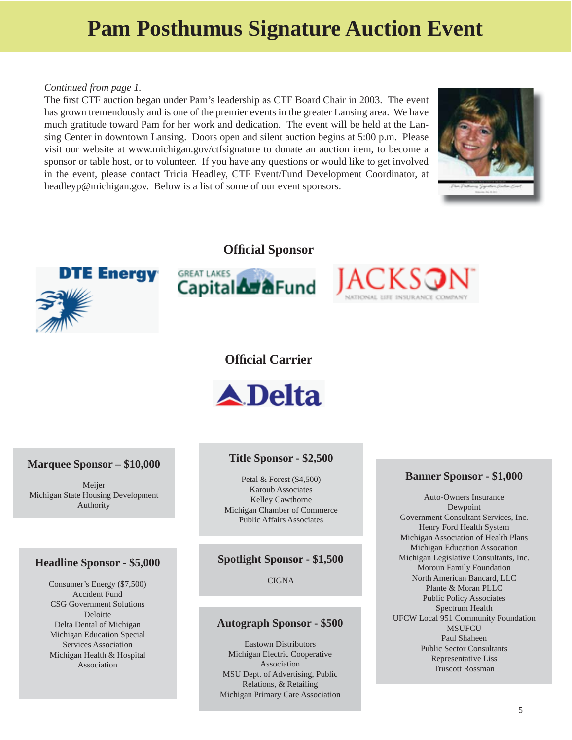# Pam Posthumus Signature Auction Event

*Continued from page 1.*

The first CTF auction began under Pam's leadership as CTF Board Chair in 2003. The event has grown tremendously and is one of the premier events in the greater Lansing area. We have much gratitude toward Pam for her work and dedication. The event will be held at the Lansing Center in downtown Lansing. Doors open and silent auction begins at 5:00 p.m. Please visit our website at www.michigan.gov/ctfsignature to donate an auction item, to become a sponsor or table host, or to volunteer. If you have any questions or would like to get involved in the event, please contact Tricia Headley, CTF Event/Fund Development Coordinator, at headleyp@michigan.gov. Below is a list of some of our event sponsors.

## Official Sponsor

DTE Energy

Great Lakes Capital Fund

Jackson National Life Insurance Company

## Official Carrier

Delta

### Marquee Sponsor – $10,000

Meijer
Michigan State Housing Development Authority

### Headline Sponsor - $5,000

Consumer's Energy ($7,500)
Accident Fund
CSG Government Solutions
Deloitte
Delta Dental of Michigan
Michigan Education Special Services Association
Michigan Health & Hospital Association

### Title Sponsor - $2,500

Petal & Forest ($4,500)
Karoub Associates
Kelley Cawthorne
Michigan Chamber of Commerce
Public Affairs Associates

### Spotlight Sponsor - $1,500

CIGNA

### Autograph Sponsor - $500

Eastown Distributors
Michigan Electric Cooperative Association
MSU Dept. of Advertising, Public Relations, & Retailing
Michigan Primary Care Association

### Banner Sponsor - $1,000

Auto-Owners Insurance
Dewpoint
Government Consultant Services, Inc.
Henry Ford Health System
Michigan Association of Health Plans
Michigan Education Association
Michigan Legislative Consultants, Inc.
Moroun Family Foundation
North American Bancard, LLC
Plante & Moran PLLC
Public Policy Associates
Spectrum Health
UFCW Local 951 Community Foundation
MSUFCU
Paul Shaheen
Public Sector Consultants
Representative Liss
Truscott Rossman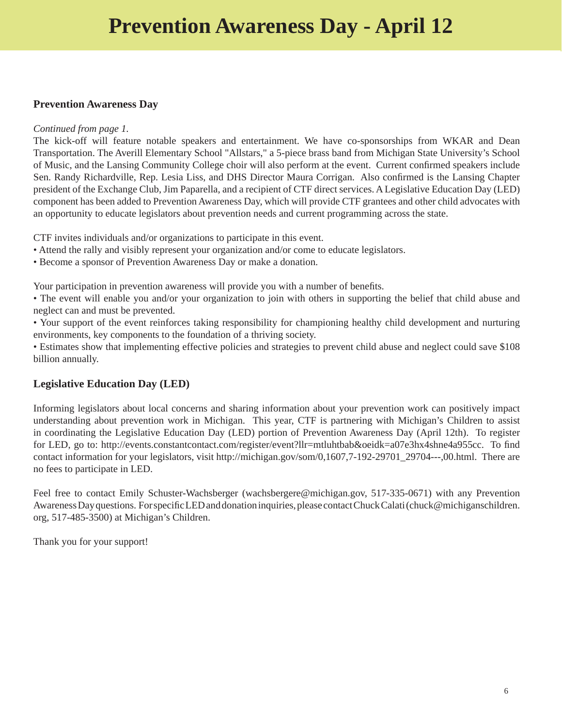# Prevention Awareness Day - April 12

### Prevention Awareness Day

*Continued from page 1.*

The kick-off will feature notable speakers and entertainment. We have co-sponsorships from WKAR and Dean Transportation. The Averill Elementary School "Allstars," a 5-piece brass band from Michigan State University's School of Music, and the Lansing Community College choir will also perform at the event. Current confirmed speakers include Sen. Randy Richardville, Rep. Lesia Liss, and DHS Director Maura Corrigan. Also confirmed is the Lansing Chapter president of the Exchange Club, Jim Paparella, and a recipient of CTF direct services. A Legislative Education Day (LED) component has been added to Prevention Awareness Day, which will provide CTF grantees and other child advocates with an opportunity to educate legislators about prevention needs and current programming across the state.

CTF invites individuals and/or organizations to participate in this event.

- Attend the rally and visibly represent your organization and/or come to educate legislators.
- Become a sponsor of Prevention Awareness Day or make a donation.

Your participation in prevention awareness will provide you with a number of benefits.

- The event will enable you and/or your organization to join with others in supporting the belief that child abuse and neglect can and must be prevented.
- Your support of the event reinforces taking responsibility for championing healthy child development and nurturing environments, key components to the foundation of a thriving society.
- Estimates show that implementing effective policies and strategies to prevent child abuse and neglect could save $108 billion annually.

### Legislative Education Day (LED)

Informing legislators about local concerns and sharing information about your prevention work can positively impact understanding about prevention work in Michigan. This year, CTF is partnering with Michigan's Children to assist in coordinating the Legislative Education Day (LED) portion of Prevention Awareness Day (April 12th). To register for LED, go to: http://events.constantcontact.com/register/event?llr=mtluhtbab&oeidk=a07e3hx4shne4a955cc. To find contact information for your legislators, visit http://michigan.gov/som/0,1607,7-192-29701_29704---,00.html. There are no fees to participate in LED.

Feel free to contact Emily Schuster-Wachsberger (wachsbergere@michigan.gov, 517-335-0671) with any Prevention Awareness Day questions. For specific LED and donation inquiries, please contact Chuck Calati (chuck@michiganschildren.org, 517-485-3500) at Michigan's Children.

Thank you for your support!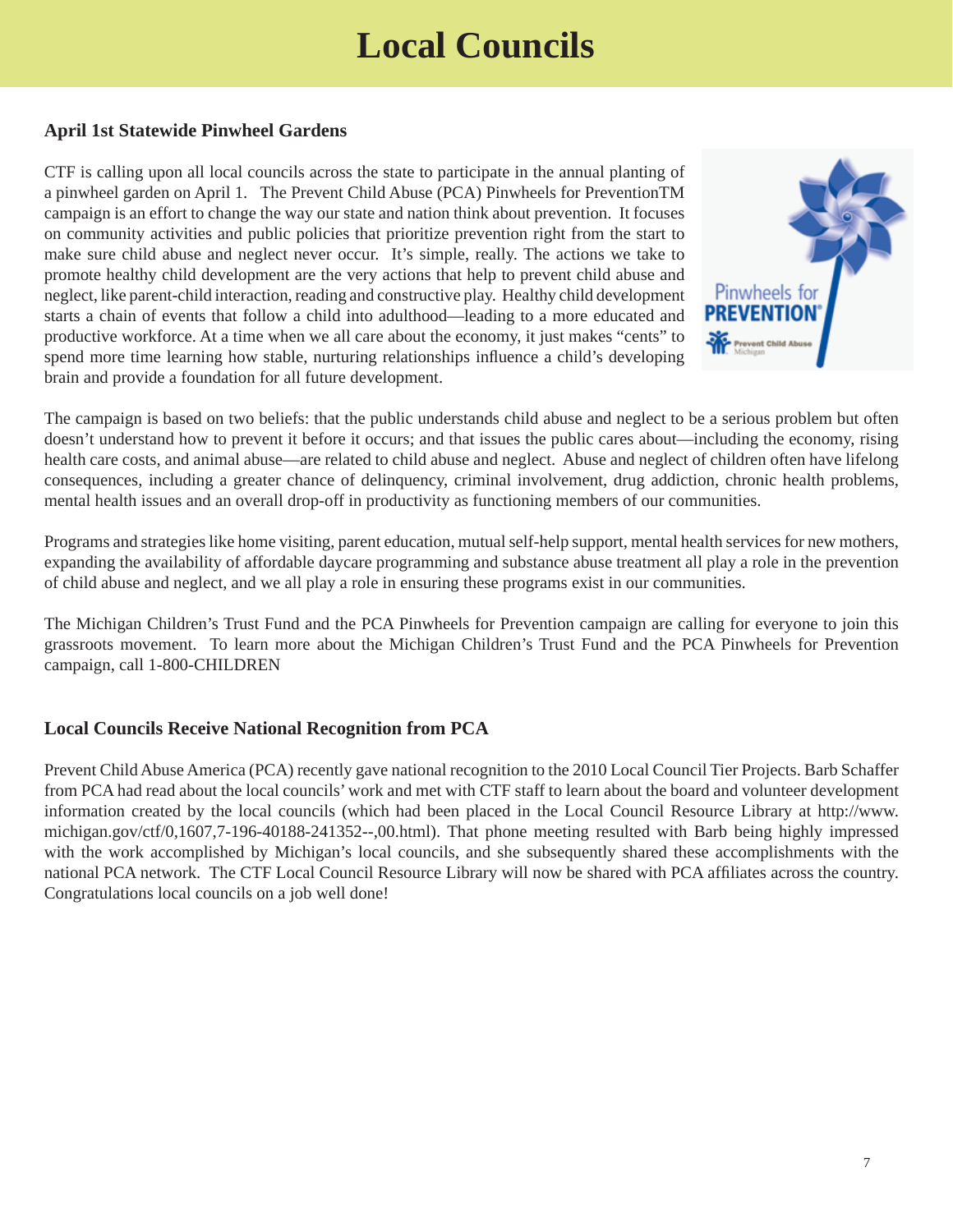# Local Councils

### April 1st Statewide Pinwheel Gardens

CTF is calling upon all local councils across the state to participate in the annual planting of a pinwheel garden on April 1. The Prevent Child Abuse (PCA) Pinwheels for PreventionTM campaign is an effort to change the way our state and nation think about prevention. It focuses on community activities and public policies that prioritize prevention right from the start to make sure child abuse and neglect never occur. It's simple, really. The actions we take to promote healthy child development are the very actions that help to prevent child abuse and neglect, like parent-child interaction, reading and constructive play. Healthy child development starts a chain of events that follow a child into adulthood—leading to a more educated and productive workforce. At a time when we all care about the economy, it just makes "cents" to spend more time learning how stable, nurturing relationships influence a child's developing brain and provide a foundation for all future development.

The campaign is based on two beliefs: that the public understands child abuse and neglect to be a serious problem but often doesn't understand how to prevent it before it occurs; and that issues the public cares about—including the economy, rising health care costs, and animal abuse—are related to child abuse and neglect. Abuse and neglect of children often have lifelong consequences, including a greater chance of delinquency, criminal involvement, drug addiction, chronic health problems, mental health issues and an overall drop-off in productivity as functioning members of our communities.

Programs and strategies like home visiting, parent education, mutual self-help support, mental health services for new mothers, expanding the availability of affordable daycare programming and substance abuse treatment all play a role in the prevention of child abuse and neglect, and we all play a role in ensuring these programs exist in our communities.

The Michigan Children's Trust Fund and the PCA Pinwheels for Prevention campaign are calling for everyone to join this grassroots movement. To learn more about the Michigan Children's Trust Fund and the PCA Pinwheels for Prevention campaign, call 1-800-CHILDREN

### Local Councils Receive National Recognition from PCA

Prevent Child Abuse America (PCA) recently gave national recognition to the 2010 Local Council Tier Projects. Barb Schaffer from PCA had read about the local councils' work and met with CTF staff to learn about the board and volunteer development information created by the local councils (which had been placed in the Local Council Resource Library at http://www.michigan.gov/ctf/0,1607,7-196-40188-241352--,00.html). That phone meeting resulted with Barb being highly impressed with the work accomplished by Michigan's local councils, and she subsequently shared these accomplishments with the national PCA network. The CTF Local Council Resource Library will now be shared with PCA affiliates across the country. Congratulations local councils on a job well done!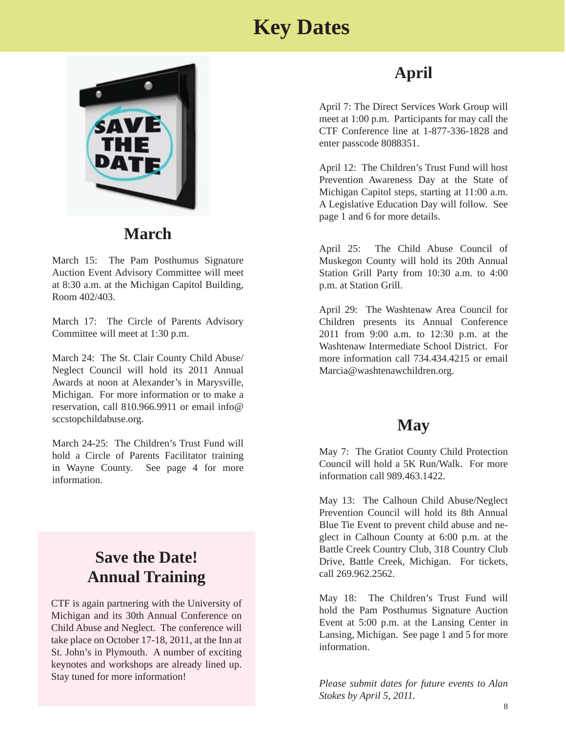# Key Dates

## March

March 15: The Pam Posthumus Signature Auction Event Advisory Committee will meet at 8:30 a.m. at the Michigan Capitol Building, Room 402/403.

March 17: The Circle of Parents Advisory Committee will meet at 1:30 p.m.

March 24: The St. Clair County Child Abuse/Neglect Council will hold its 2011 Annual Awards at noon at Alexander's in Marysville, Michigan. For more information or to make a reservation, call 810.966.9911 or email info@sccstopchildabuse.org.

March 24-25: The Children's Trust Fund will hold a Circle of Parents Facilitator training in Wayne County. See page 4 for more information.

## Save the Date! Annual Training

CTF is again partnering with the University of Michigan and its 30th Annual Conference on Child Abuse and Neglect. The conference will take place on October 17-18, 2011, at the Inn at St. John's in Plymouth. A number of exciting keynotes and workshops are already lined up. Stay tuned for more information!

## April

April 7: The Direct Services Work Group will meet at 1:00 p.m. Participants for may call the CTF Conference line at 1-877-336-1828 and enter passcode 8088351.

April 12: The Children's Trust Fund will host Prevention Awareness Day at the State of Michigan Capitol steps, starting at 11:00 a.m. A Legislative Education Day will follow. See page 1 and 6 for more details.

April 25: The Child Abuse Council of Muskegon County will hold its 20th Annual Station Grill Party from 10:30 a.m. to 4:00 p.m. at Station Grill.

April 29: The Washtenaw Area Council for Children presents its Annual Conference 2011 from 9:00 a.m. to 12:30 p.m. at the Washtenaw Intermediate School District. For more information call 734.434.4215 or email Marcia@washtenawchildren.org.

## May

May 7: The Gratiot County Child Protection Council will hold a 5K Run/Walk. For more information call 989.463.1422.

May 13: The Calhoun Child Abuse/Neglect Prevention Council will hold its 8th Annual Blue Tie Event to prevent child abuse and neglect in Calhoun County at 6:00 p.m. at the Battle Creek Country Club, 318 Country Club Drive, Battle Creek, Michigan. For tickets, call 269.962.2562.

May 18: The Children's Trust Fund will hold the Pam Posthumus Signature Auction Event at 5:00 p.m. at the Lansing Center in Lansing, Michigan. See page 1 and 5 for more information.

*Please submit dates for future events to Alan Stokes by April 5, 2011.*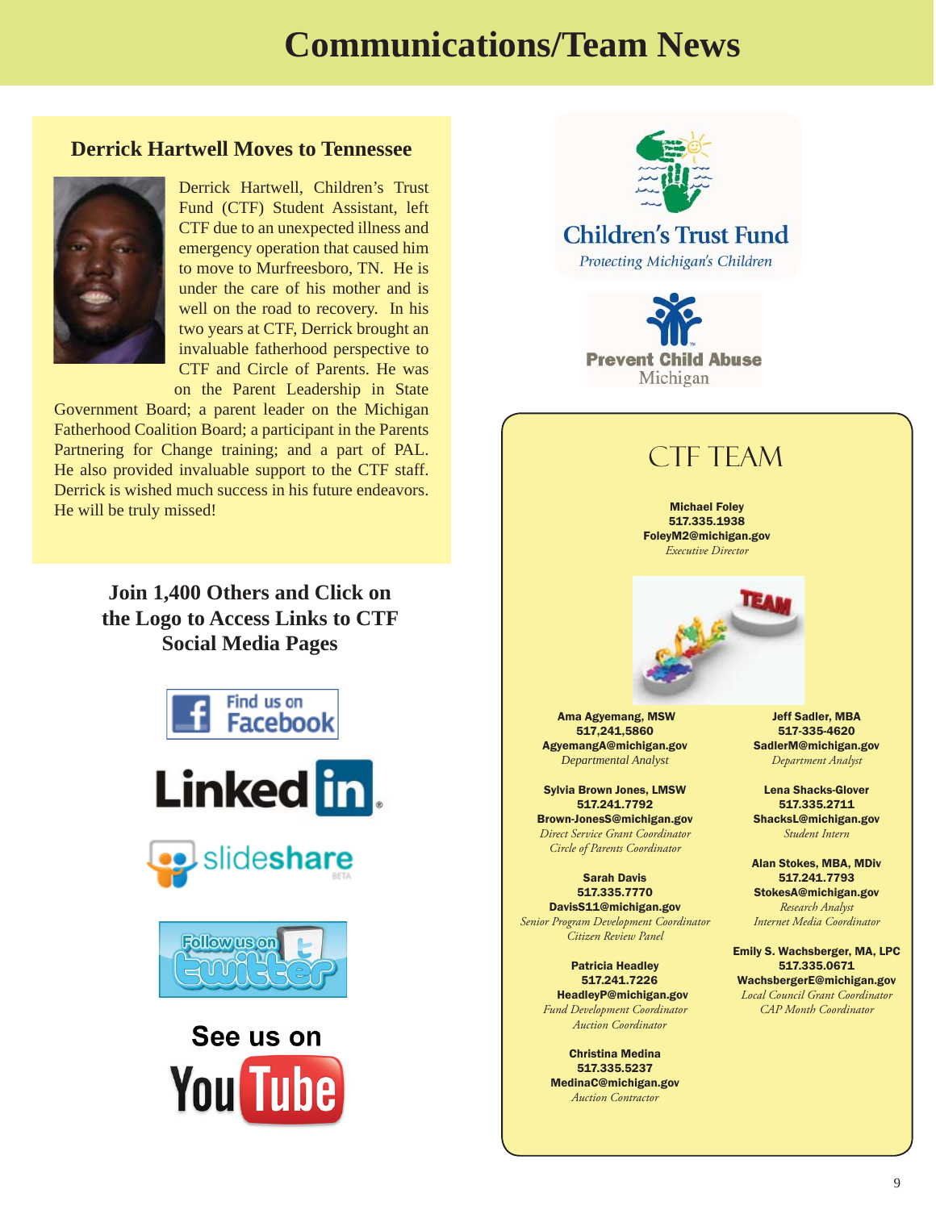# Communications/Team News

## Derrick Hartwell Moves to Tennessee

Derrick Hartwell, Children's Trust Fund (CTF) Student Assistant, left CTF due to an unexpected illness and emergency operation that caused him to move to Murfreesboro, TN. He is under the care of his mother and is well on the road to recovery. In his two years at CTF, Derrick brought an invaluable fatherhood perspective to CTF and Circle of Parents. He was on the Parent Leadership in State Government Board; a parent leader on the Michigan Fatherhood Coalition Board; a participant in the Parents Partnering for Change training; and a part of PAL. He also provided invaluable support to the CTF staff. Derrick is wished much success in his future endeavors. He will be truly missed!

### Join 1,400 Others and Click on the Logo to Access Links to CTF Social Media Pages

Find us on Facebook

LinkedIn

slideshare

Follow us on twitter

See us on YouTube

Children's Trust Fund

*Protecting Michigan's Children*

Prevent Child Abuse Michigan

## CTF TEAM

**Michael Foley**
**517.335.1938**
**FoleyM2@michigan.gov**
*Executive Director*

**Ama Agyemang, MSW**
**517,241,5860**
**AgyemangA@michigan.gov**
*Departmental Analyst*

**Sylvia Brown Jones, LMSW**
**517.241.7792**
**Brown-JonesS@michigan.gov**
*Direct Service Grant Coordinator*
*Circle of Parents Coordinator*

**Sarah Davis**
**517.335.7770**
**DavisS11@michigan.gov**
*Senior Program Development Coordinator*
*Citizen Review Panel*

**Patricia Headley**
**517.241.7226**
**HeadleyP@michigan.gov**
*Fund Development Coordinator*
*Auction Coordinator*

**Christina Medina**
**517.335.5237**
**MedinaC@michigan.gov**
*Auction Contractor*

**Jeff Sadler, MBA**
**517-335-4620**
**SadlerM@michigan.gov**
*Department Analyst*

**Lena Shacks-Glover**
**517.335.2711**
**ShacksL@michigan.gov**
*Student Intern*

**Alan Stokes, MBA, MDiv**
**517.241.7793**
**StokesA@michigan.gov**
*Research Analyst*
*Internet Media Coordinator*

**Emily S. Wachsberger, MA, LPC**
**517.335.0671**
**WachsbergerE@michigan.gov**
*Local Council Grant Coordinator*
*CAP Month Coordinator*